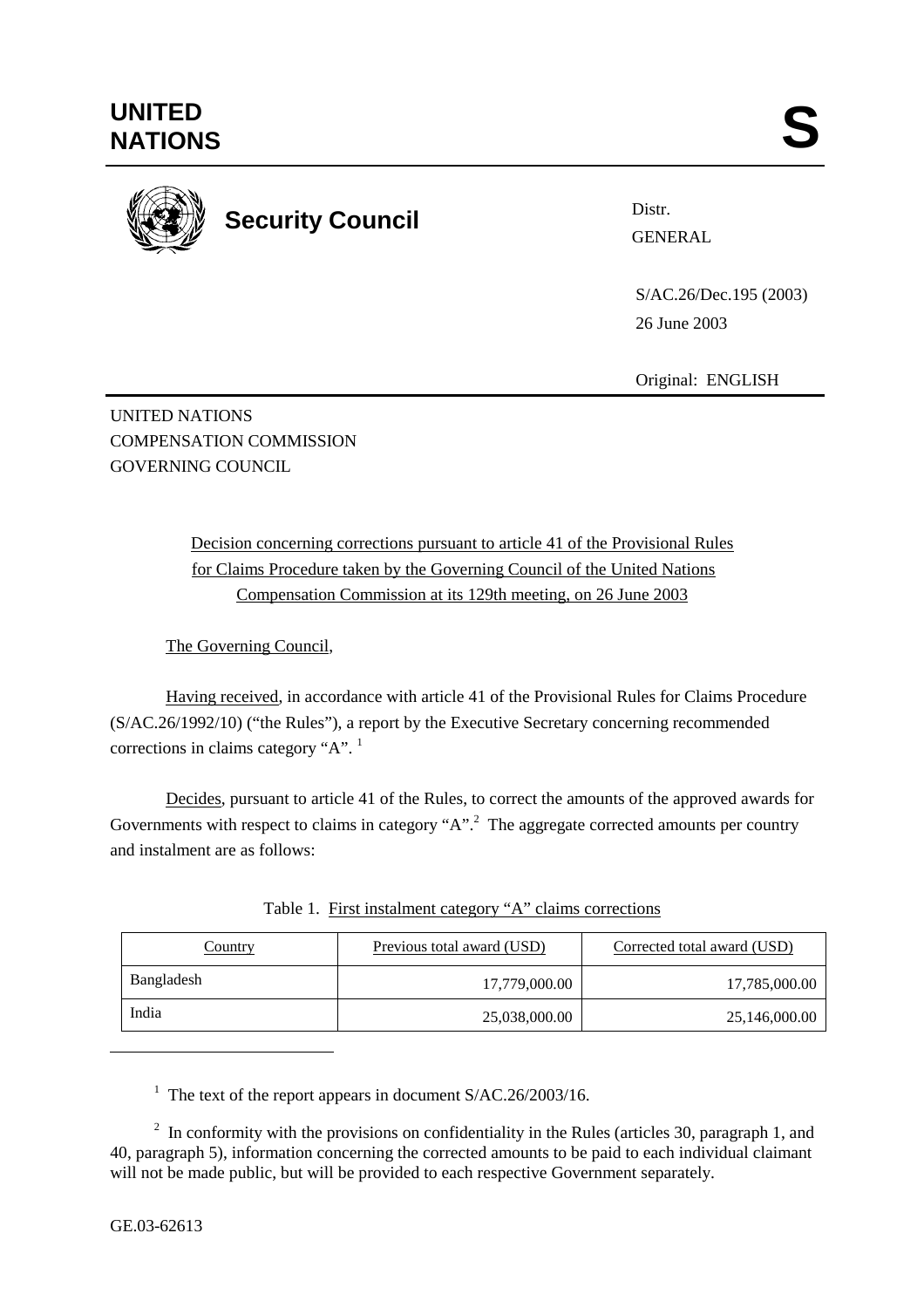**UNITED NATIONS** **S**

**Security Council**

Distr.
GENERAL

S/AC.26/Dec.195 (2003)
26 June 2003

Original: ENGLISH

UNITED NATIONS
COMPENSATION COMMISSION
GOVERNING COUNCIL

Decision concerning corrections pursuant to article 41 of the Provisional Rules for Claims Procedure taken by the Governing Council of the United Nations Compensation Commission at its 129th meeting, on 26 June 2003

The Governing Council,

Having received, in accordance with article 41 of the Provisional Rules for Claims Procedure (S/AC.26/1992/10) ("the Rules"), a report by the Executive Secretary concerning recommended corrections in claims category "A". [1]

Decides, pursuant to article 41 of the Rules, to correct the amounts of the approved awards for Governments with respect to claims in category "A".[2] The aggregate corrected amounts per country and instalment are as follows:

Table 1. First instalment category "A" claims corrections

| Country | Previous total award (USD) | Corrected total award (USD) |
|---|---|---|
| Bangladesh | 17,779,000.00 | 17,785,000.00 |
| India | 25,038,000.00 | 25,146,000.00 |

[1] The text of the report appears in document S/AC.26/2003/16.

[2] In conformity with the provisions on confidentiality in the Rules (articles 30, paragraph 1, and 40, paragraph 5), information concerning the corrected amounts to be paid to each individual claimant will not be made public, but will be provided to each respective Government separately.

GE.03-62613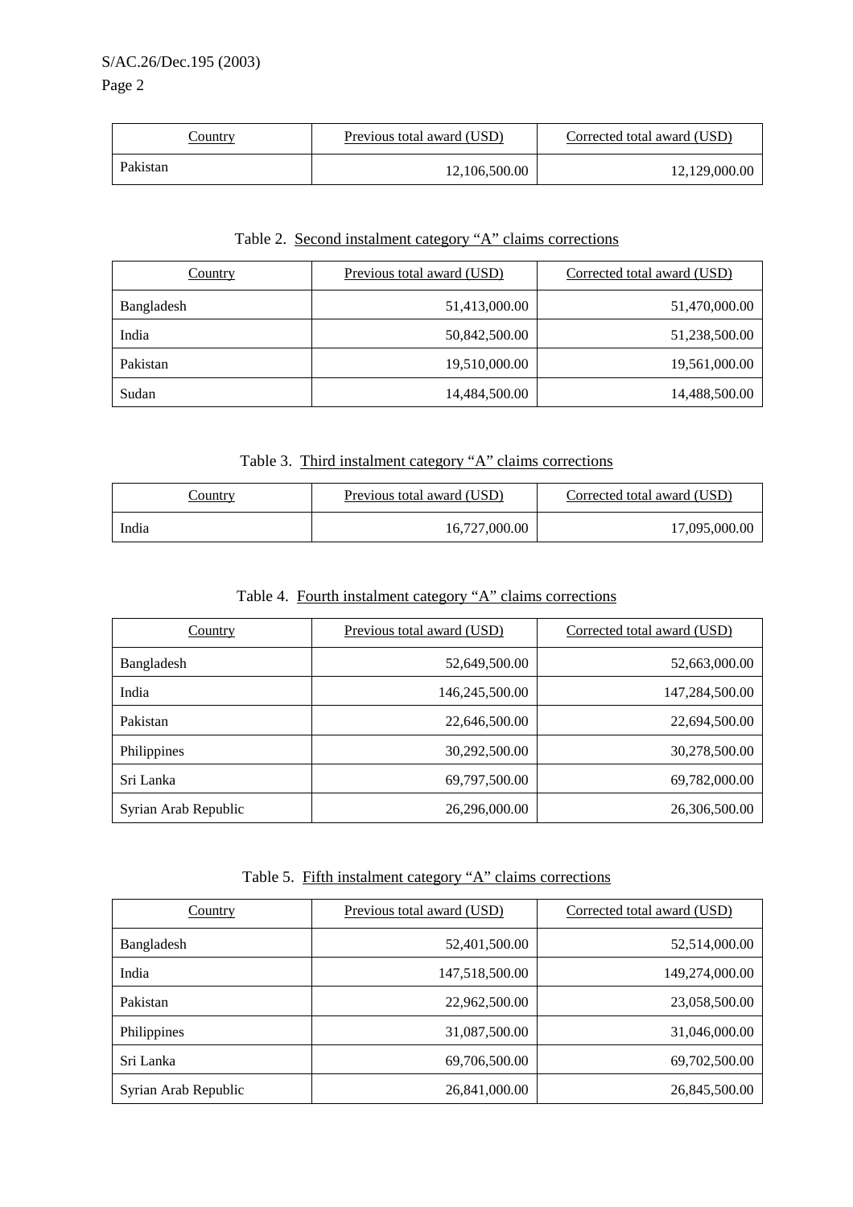| Country | Previous total award (USD) | Corrected total award (USD) |
|---|---|---|
| Pakistan | 12,106,500.00 | 12,129,000.00 |

Table 2. Second instalment category "A" claims corrections

| Country | Previous total award (USD) | Corrected total award (USD) |
|---|---|---|
| Bangladesh | 51,413,000.00 | 51,470,000.00 |
| India | 50,842,500.00 | 51,238,500.00 |
| Pakistan | 19,510,000.00 | 19,561,000.00 |
| Sudan | 14,484,500.00 | 14,488,500.00 |

Table 3. Third instalment category "A" claims corrections

| Country | Previous total award (USD) | Corrected total award (USD) |
|---|---|---|
| India | 16,727,000.00 | 17,095,000.00 |

Table 4. Fourth instalment category "A" claims corrections

| Country | Previous total award (USD) | Corrected total award (USD) |
|---|---|---|
| Bangladesh | 52,649,500.00 | 52,663,000.00 |
| India | 146,245,500.00 | 147,284,500.00 |
| Pakistan | 22,646,500.00 | 22,694,500.00 |
| Philippines | 30,292,500.00 | 30,278,500.00 |
| Sri Lanka | 69,797,500.00 | 69,782,000.00 |
| Syrian Arab Republic | 26,296,000.00 | 26,306,500.00 |

Table 5. Fifth instalment category "A" claims corrections

| Country | Previous total award (USD) | Corrected total award (USD) |
|---|---|---|
| Bangladesh | 52,401,500.00 | 52,514,000.00 |
| India | 147,518,500.00 | 149,274,000.00 |
| Pakistan | 22,962,500.00 | 23,058,500.00 |
| Philippines | 31,087,500.00 | 31,046,000.00 |
| Sri Lanka | 69,706,500.00 | 69,702,500.00 |
| Syrian Arab Republic | 26,841,000.00 | 26,845,500.00 |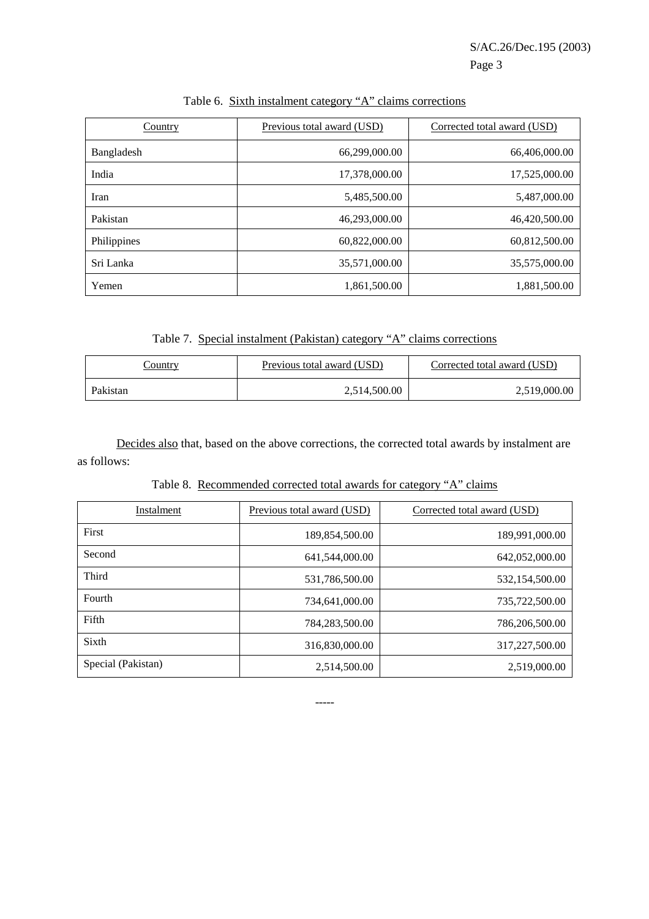Table 6. Sixth instalment category "A" claims corrections

| Country | Previous total award (USD) | Corrected total award (USD) |
|---|---|---|
| Bangladesh | 66,299,000.00 | 66,406,000.00 |
| India | 17,378,000.00 | 17,525,000.00 |
| Iran | 5,485,500.00 | 5,487,000.00 |
| Pakistan | 46,293,000.00 | 46,420,500.00 |
| Philippines | 60,822,000.00 | 60,812,500.00 |
| Sri Lanka | 35,571,000.00 | 35,575,000.00 |
| Yemen | 1,861,500.00 | 1,881,500.00 |

Table 7. Special instalment (Pakistan) category "A" claims corrections

| Country | Previous total award (USD) | Corrected total award (USD) |
|---|---|---|
| Pakistan | 2,514,500.00 | 2,519,000.00 |

Decides also that, based on the above corrections, the corrected total awards by instalment are as follows:

Table 8. Recommended corrected total awards for category "A" claims

| Instalment | Previous total award (USD) | Corrected total award (USD) |
|---|---|---|
| First | 189,854,500.00 | 189,991,000.00 |
| Second | 641,544,000.00 | 642,052,000.00 |
| Third | 531,786,500.00 | 532,154,500.00 |
| Fourth | 734,641,000.00 | 735,722,500.00 |
| Fifth | 784,283,500.00 | 786,206,500.00 |
| Sixth | 316,830,000.00 | 317,227,500.00 |
| Special (Pakistan) | 2,514,500.00 | 2,519,000.00 |

-----